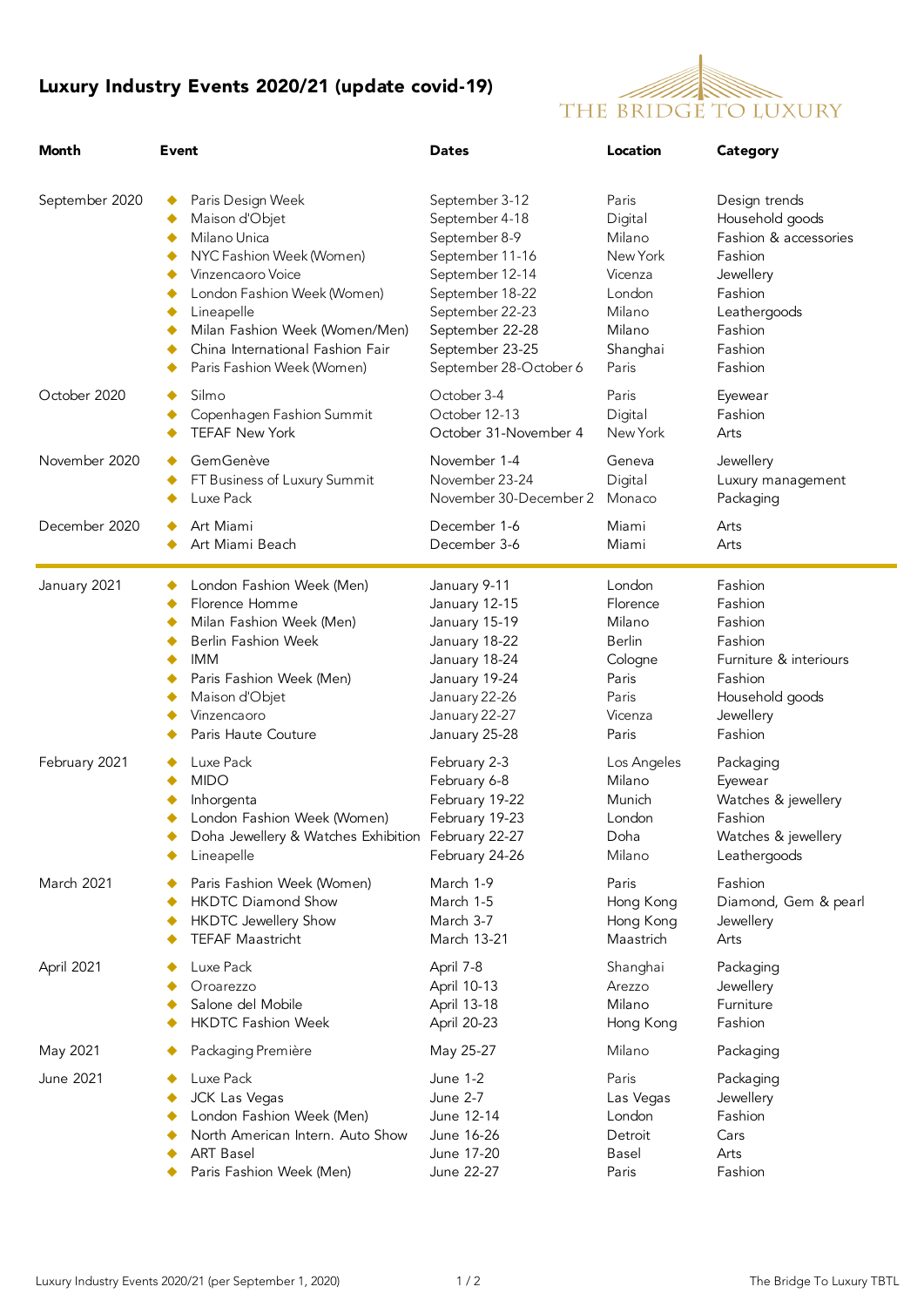# Luxury Industry Events 2020/21 (update covid-19)

THE BRIDGE TO LUXURY

| Month | Event | Dates | Location | Category |
|---|---|---|---|---|
| September 2020 | Paris Design Week | September 3-12 | Paris | Design trends |
| | Maison d'Objet | September 4-18 | Digital | Household goods |
| | Milano Unica | September 8-9 | Milano | Fashion & accessories |
| | NYC Fashion Week (Women) | September 11-16 | New York | Fashion |
| | Vinzencaoro Voice | September 12-14 | Vicenza | Jewellery |
| | London Fashion Week (Women) | September 18-22 | London | Fashion |
| | Lineapelle | September 22-23 | Milano | Leathergoods |
| | Milan Fashion Week (Women/Men) | September 22-28 | Milano | Fashion |
| | China International Fashion Fair | September 23-25 | Shanghai | Fashion |
| | Paris Fashion Week (Women) | September 28-October 6 | Paris | Fashion |
| October 2020 | Silmo | October 3-4 | Paris | Eyewear |
| | Copenhagen Fashion Summit | October 12-13 | Digital | Fashion |
| | TEFAF New York | October 31-November 4 | New York | Arts |
| November 2020 | GemGenève | November 1-4 | Geneva | Jewellery |
| | FT Business of Luxury Summit | November 23-24 | Digital | Luxury management |
| | Luxe Pack | November 30-December 2 | Monaco | Packaging |
| December 2020 | Art Miami | December 1-6 | Miami | Arts |
| | Art Miami Beach | December 3-6 | Miami | Arts |
| January 2021 | London Fashion Week (Men) | January 9-11 | London | Fashion |
| | Florence Homme | January 12-15 | Florence | Fashion |
| | Milan Fashion Week (Men) | January 15-19 | Milano | Fashion |
| | Berlin Fashion Week | January 18-22 | Berlin | Fashion |
| | IMM | January 18-24 | Cologne | Furniture & interiours |
| | Paris Fashion Week (Men) | January 19-24 | Paris | Fashion |
| | Maison d'Objet | January 22-26 | Paris | Household goods |
| | Vinzencaoro | January 22-27 | Vicenza | Jewellery |
| | Paris Haute Couture | January 25-28 | Paris | Fashion |
| February 2021 | Luxe Pack | February 2-3 | Los Angeles | Packaging |
| | MIDO | February 6-8 | Milano | Eyewear |
| | Inhorgenta | February 19-22 | Munich | Watches & jewellery |
| | London Fashion Week (Women) | February 19-23 | London | Fashion |
| | Doha Jewellery & Watches Exhibition | February 22-27 | Doha | Watches & jewellery |
| | Lineapelle | February 24-26 | Milano | Leathergoods |
| March 2021 | Paris Fashion Week (Women) | March 1-9 | Paris | Fashion |
| | HKDTC Diamond Show | March 1-5 | Hong Kong | Diamond, Gem & pearl |
| | HKDTC Jewellery Show | March 3-7 | Hong Kong | Jewellery |
| | TEFAF Maastricht | March 13-21 | Maastricht | Arts |
| April 2021 | Luxe Pack | April 7-8 | Shanghai | Packaging |
| | Oroarezzo | April 10-13 | Arezzo | Jewellery |
| | Salone del Mobile | April 13-18 | Milano | Furniture |
| | HKDTC Fashion Week | April 20-23 | Hong Kong | Fashion |
| May 2021 | Packaging Première | May 25-27 | Milano | Packaging |
| June 2021 | Luxe Pack | June 1-2 | Paris | Packaging |
| | JCK Las Vegas | June 2-7 | Las Vegas | Jewellery |
| | London Fashion Week (Men) | June 12-14 | London | Fashion |
| | North American Intern. Auto Show | June 16-26 | Detroit | Cars |
| | ART Basel | June 17-20 | Basel | Arts |
| | Paris Fashion Week (Men) | June 22-27 | Paris | Fashion |

Luxury Industry Events 2020/21 (per September 1, 2020)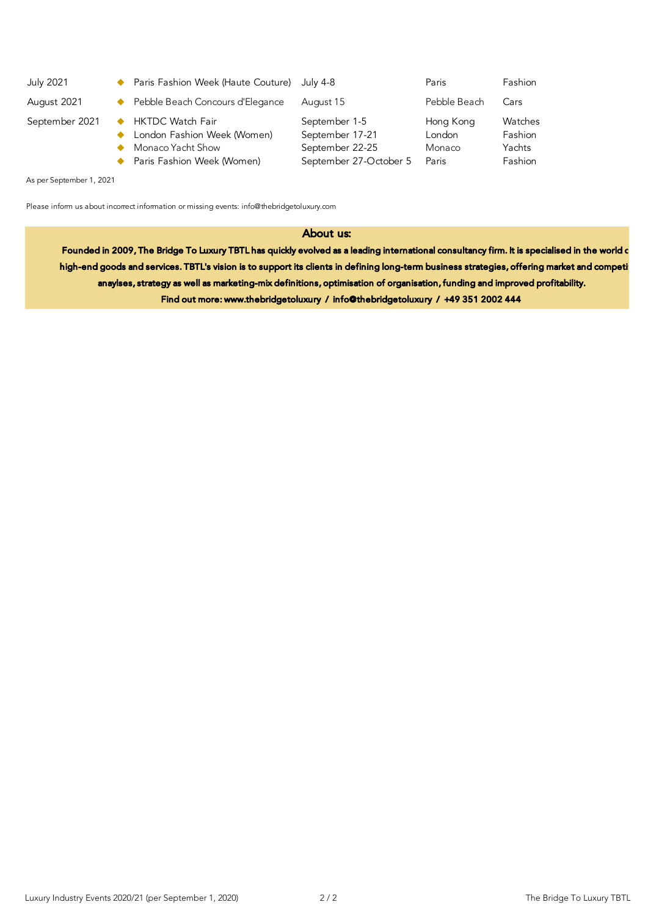| | | | | |
|---|---|---|---|---|
| July 2021 | ◆ Paris Fashion Week (Haute Couture) | July 4-8 | Paris | Fashion |
| August 2021 | ◆ Pebble Beach Concours d'Elegance | August 15 | Pebble Beach | Cars |
| September 2021 | ◆ HKTDC Watch Fair | September 1-5 | Hong Kong | Watches |
| | ◆ London Fashion Week (Women) | September 17-21 | London | Fashion |
| | ◆ Monaco Yacht Show | September 22-25 | Monaco | Yachts |
| | ◆ Paris Fashion Week (Women) | September 27-October 5 | Paris | Fashion |

As per September 1, 2021

Please inform us about incorrect information or missing events: info@thebridgetoluxury.com

**About us:**

**Founded in 2009, The Bridge To Luxury TBTL has quickly evolved as a leading international consultancy firm. It is specialised in the world c high-end goods and services. TBTL's vision is to support its clients in defining long-term business strategies, offering market and competi anaylses, strategy as well as marketing-mix definitions, optimisation of organisation, funding and improved profitability.**

**Find out more: www.thebridgetoluxury / info@thebridgetoluxury / +49 351 2002 444**